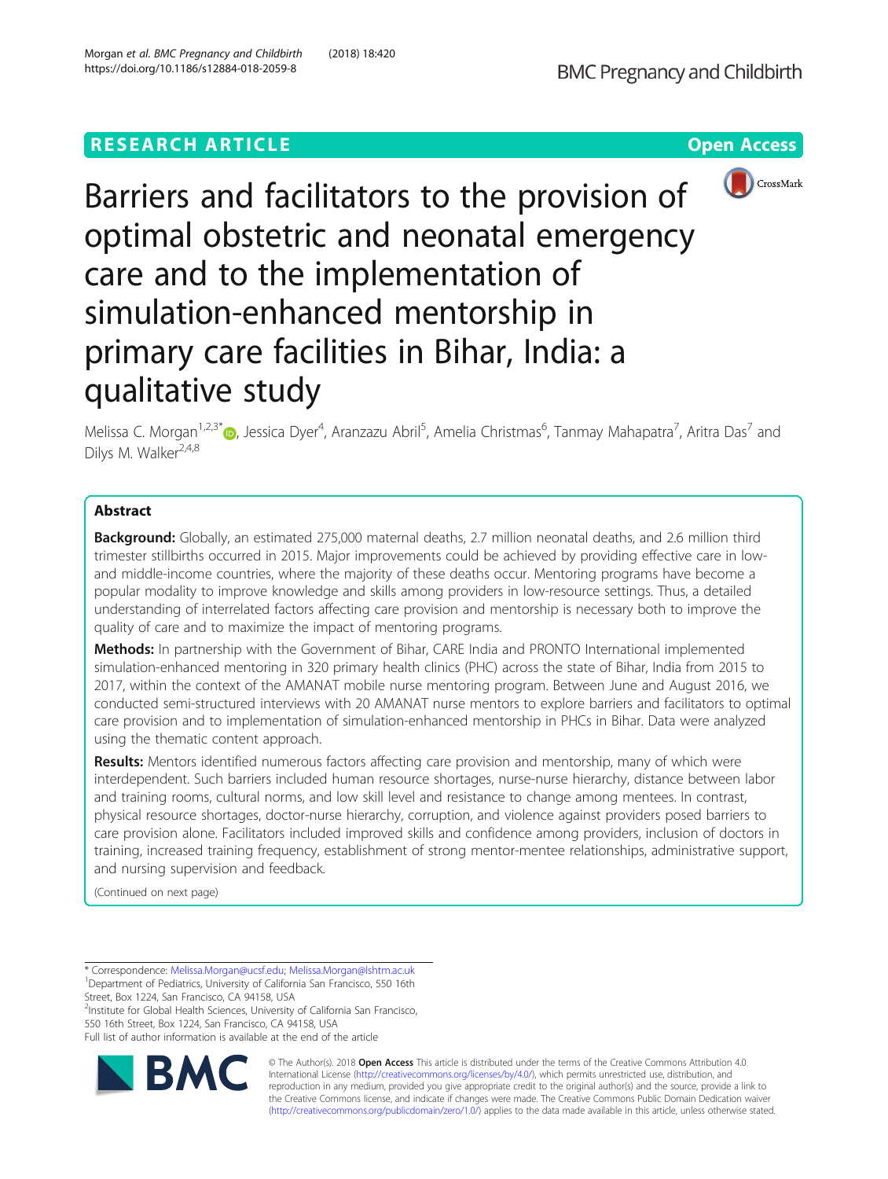RESEARCH ARTICLE

Open Access

# Barriers and facilitators to the provision of optimal obstetric and neonatal emergency care and to the implementation of simulation-enhanced mentorship in primary care facilities in Bihar, India: a qualitative study

Melissa C. Morgan[1,2,3*], Jessica Dyer[4], Aranzazu Abril[5], Amelia Christmas[6], Tanmay Mahapatra[7], Aritra Das[7] and Dilys M. Walker[2,4,8]

## Abstract

**Background:** Globally, an estimated 275,000 maternal deaths, 2.7 million neonatal deaths, and 2.6 million third trimester stillbirths occurred in 2015. Major improvements could be achieved by providing effective care in low- and middle-income countries, where the majority of these deaths occur. Mentoring programs have become a popular modality to improve knowledge and skills among providers in low-resource settings. Thus, a detailed understanding of interrelated factors affecting care provision and mentorship is necessary both to improve the quality of care and to maximize the impact of mentoring programs.

**Methods:** In partnership with the Government of Bihar, CARE India and PRONTO International implemented simulation-enhanced mentoring in 320 primary health clinics (PHC) across the state of Bihar, India from 2015 to 2017, within the context of the AMANAT mobile nurse mentoring program. Between June and August 2016, we conducted semi-structured interviews with 20 AMANAT nurse mentors to explore barriers and facilitators to optimal care provision and to implementation of simulation-enhanced mentorship in PHCs in Bihar. Data were analyzed using the thematic content approach.

**Results:** Mentors identified numerous factors affecting care provision and mentorship, many of which were interdependent. Such barriers included human resource shortages, nurse-nurse hierarchy, distance between labor and training rooms, cultural norms, and low skill level and resistance to change among mentees. In contrast, physical resource shortages, doctor-nurse hierarchy, corruption, and violence against providers posed barriers to care provision alone. Facilitators included improved skills and confidence among providers, inclusion of doctors in training, increased training frequency, establishment of strong mentor-mentee relationships, administrative support, and nursing supervision and feedback.

(Continued on next page)

* Correspondence: Melissa.Morgan@ucsf.edu; Melissa.Morgan@lshtm.ac.uk
[1]Department of Pediatrics, University of California San Francisco, 550 16th Street, Box 1224, San Francisco, CA 94158, USA
[2]Institute for Global Health Sciences, University of California San Francisco, 550 16th Street, Box 1224, San Francisco, CA 94158, USA
Full list of author information is available at the end of the article

© The Author(s). 2018 **Open Access** This article is distributed under the terms of the Creative Commons Attribution 4.0 International License (http://creativecommons.org/licenses/by/4.0/), which permits unrestricted use, distribution, and reproduction in any medium, provided you give appropriate credit to the original author(s) and the source, provide a link to the Creative Commons license, and indicate if changes were made. The Creative Commons Public Domain Dedication waiver (http://creativecommons.org/publicdomain/zero/1.0/) applies to the data made available in this article, unless otherwise stated.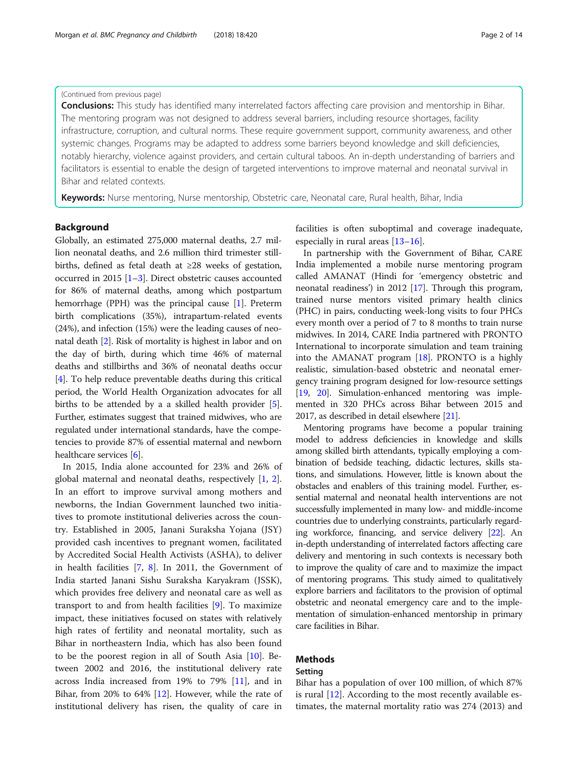(Continued from previous page)

**Conclusions:** This study has identified many interrelated factors affecting care provision and mentorship in Bihar. The mentoring program was not designed to address several barriers, including resource shortages, facility infrastructure, corruption, and cultural norms. These require government support, community awareness, and other systemic changes. Programs may be adapted to address some barriers beyond knowledge and skill deficiencies, notably hierarchy, violence against providers, and certain cultural taboos. An in-depth understanding of barriers and facilitators is essential to enable the design of targeted interventions to improve maternal and neonatal survival in Bihar and related contexts.

**Keywords:** Nurse mentoring, Nurse mentorship, Obstetric care, Neonatal care, Rural health, Bihar, India

## Background

Globally, an estimated 275,000 maternal deaths, 2.7 million neonatal deaths, and 2.6 million third trimester stillbirths, defined as fetal death at ≥28 weeks of gestation, occurred in 2015 [1–3]. Direct obstetric causes accounted for 86% of maternal deaths, among which postpartum hemorrhage (PPH) was the principal cause [1]. Preterm birth complications (35%), intrapartum-related events (24%), and infection (15%) were the leading causes of neonatal death [2]. Risk of mortality is highest in labor and on the day of birth, during which time 46% of maternal deaths and stillbirths and 36% of neonatal deaths occur [4]. To help reduce preventable deaths during this critical period, the World Health Organization advocates for all births to be attended by a a skilled health provider [5]. Further, estimates suggest that trained midwives, who are regulated under international standards, have the competencies to provide 87% of essential maternal and newborn healthcare services [6].

In 2015, India alone accounted for 23% and 26% of global maternal and neonatal deaths, respectively [1, 2]. In an effort to improve survival among mothers and newborns, the Indian Government launched two initiatives to promote institutional deliveries across the country. Established in 2005, Janani Suraksha Yojana (JSY) provided cash incentives to pregnant women, facilitated by Accredited Social Health Activists (ASHA), to deliver in health facilities [7, 8]. In 2011, the Government of India started Janani Sishu Suraksha Karyakram (JSSK), which provides free delivery and neonatal care as well as transport to and from health facilities [9]. To maximize impact, these initiatives focused on states with relatively high rates of fertility and neonatal mortality, such as Bihar in northeastern India, which has also been found to be the poorest region in all of South Asia [10]. Between 2002 and 2016, the institutional delivery rate across India increased from 19% to 79% [11], and in Bihar, from 20% to 64% [12]. However, while the rate of institutional delivery has risen, the quality of care in facilities is often suboptimal and coverage inadequate, especially in rural areas [13–16].

In partnership with the Government of Bihar, CARE India implemented a mobile nurse mentoring program called AMANAT (Hindi for 'emergency obstetric and neonatal readiness') in 2012 [17]. Through this program, trained nurse mentors visited primary health clinics (PHC) in pairs, conducting week-long visits to four PHCs every month over a period of 7 to 8 months to train nurse midwives. In 2014, CARE India partnered with PRONTO International to incorporate simulation and team training into the AMANAT program [18]. PRONTO is a highly realistic, simulation-based obstetric and neonatal emergency training program designed for low-resource settings [19, 20]. Simulation-enhanced mentoring was implemented in 320 PHCs across Bihar between 2015 and 2017, as described in detail elsewhere [21].

Mentoring programs have become a popular training model to address deficiencies in knowledge and skills among skilled birth attendants, typically employing a combination of bedside teaching, didactic lectures, skills stations, and simulations. However, little is known about the obstacles and enablers of this training model. Further, essential maternal and neonatal health interventions are not successfully implemented in many low- and middle-income countries due to underlying constraints, particularly regarding workforce, financing, and service delivery [22]. An in-depth understanding of interrelated factors affecting care delivery and mentoring in such contexts is necessary both to improve the quality of care and to maximize the impact of mentoring programs. This study aimed to qualitatively explore barriers and facilitators to the provision of optimal obstetric and neonatal emergency care and to the implementation of simulation-enhanced mentorship in primary care facilities in Bihar.

## Methods

### Setting

Bihar has a population of over 100 million, of which 87% is rural [12]. According to the most recently available estimates, the maternal mortality ratio was 274 (2013) and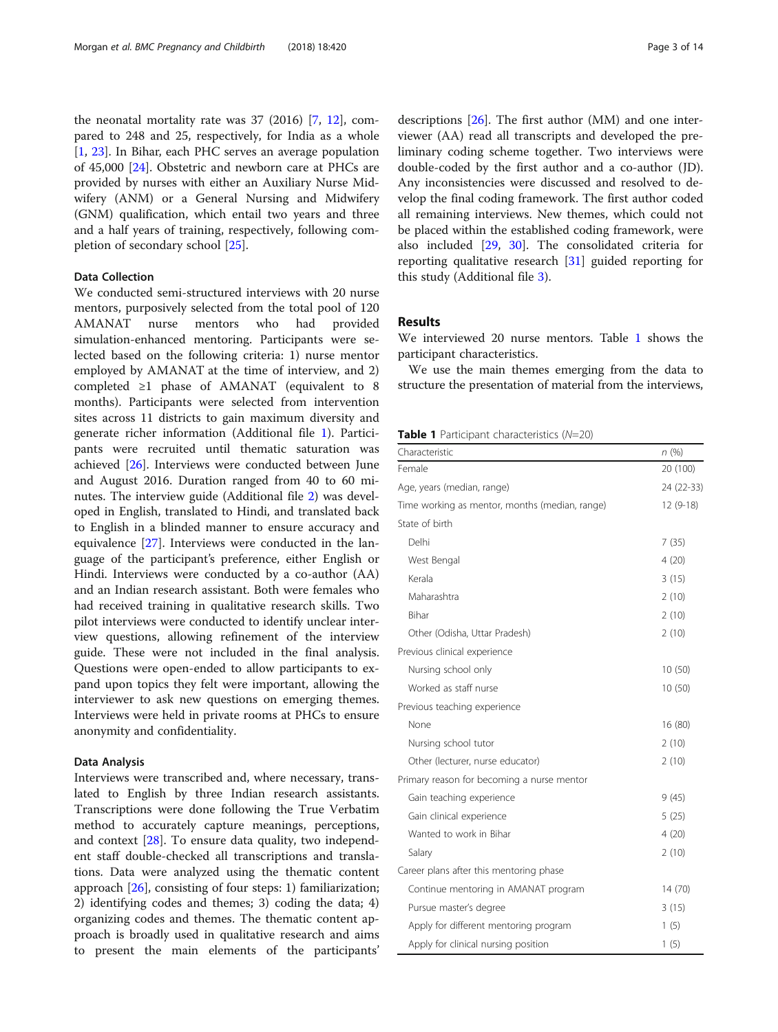the neonatal mortality rate was 37 (2016) [7, 12], compared to 248 and 25, respectively, for India as a whole [1, 23]. In Bihar, each PHC serves an average population of 45,000 [24]. Obstetric and newborn care at PHCs are provided by nurses with either an Auxiliary Nurse Midwifery (ANM) or a General Nursing and Midwifery (GNM) qualification, which entail two years and three and a half years of training, respectively, following completion of secondary school [25].

### Data Collection

We conducted semi-structured interviews with 20 nurse mentors, purposively selected from the total pool of 120 AMANAT nurse mentors who had provided simulation-enhanced mentoring. Participants were selected based on the following criteria: 1) nurse mentor employed by AMANAT at the time of interview, and 2) completed ≥1 phase of AMANAT (equivalent to 8 months). Participants were selected from intervention sites across 11 districts to gain maximum diversity and generate richer information (Additional file 1). Participants were recruited until thematic saturation was achieved [26]. Interviews were conducted between June and August 2016. Duration ranged from 40 to 60 minutes. The interview guide (Additional file 2) was developed in English, translated to Hindi, and translated back to English in a blinded manner to ensure accuracy and equivalence [27]. Interviews were conducted in the language of the participant's preference, either English or Hindi. Interviews were conducted by a co-author (AA) and an Indian research assistant. Both were females who had received training in qualitative research skills. Two pilot interviews were conducted to identify unclear interview questions, allowing refinement of the interview guide. These were not included in the final analysis. Questions were open-ended to allow participants to expand upon topics they felt were important, allowing the interviewer to ask new questions on emerging themes. Interviews were held in private rooms at PHCs to ensure anonymity and confidentiality.

### Data Analysis

Interviews were transcribed and, where necessary, translated to English by three Indian research assistants. Transcriptions were done following the True Verbatim method to accurately capture meanings, perceptions, and context [28]. To ensure data quality, two independent staff double-checked all transcriptions and translations. Data were analyzed using the thematic content approach [26], consisting of four steps: 1) familiarization; 2) identifying codes and themes; 3) coding the data; 4) organizing codes and themes. The thematic content approach is broadly used in qualitative research and aims to present the main elements of the participants' descriptions [26]. The first author (MM) and one interviewer (AA) read all transcripts and developed the preliminary coding scheme together. Two interviews were double-coded by the first author and a co-author (JD). Any inconsistencies were discussed and resolved to develop the final coding framework. The first author coded all remaining interviews. New themes, which could not be placed within the established coding framework, were also included [29, 30]. The consolidated criteria for reporting qualitative research [31] guided reporting for this study (Additional file 3).

## Results

We interviewed 20 nurse mentors. Table 1 shows the participant characteristics.

We use the main themes emerging from the data to structure the presentation of material from the interviews,

**Table 1** Participant characteristics (*N*=20)

| Characteristic | n (%) |
|---|---|
| Female | 20 (100) |
| Age, years (median, range) | 24 (22-33) |
| Time working as mentor, months (median, range) | 12 (9-18) |
| State of birth | |
| Delhi | 7 (35) |
| West Bengal | 4 (20) |
| Kerala | 3 (15) |
| Maharashtra | 2 (10) |
| Bihar | 2 (10) |
| Other (Odisha, Uttar Pradesh) | 2 (10) |
| Previous clinical experience | |
| Nursing school only | 10 (50) |
| Worked as staff nurse | 10 (50) |
| Previous teaching experience | |
| None | 16 (80) |
| Nursing school tutor | 2 (10) |
| Other (lecturer, nurse educator) | 2 (10) |
| Primary reason for becoming a nurse mentor | |
| Gain teaching experience | 9 (45) |
| Gain clinical experience | 5 (25) |
| Wanted to work in Bihar | 4 (20) |
| Salary | 2 (10) |
| Career plans after this mentoring phase | |
| Continue mentoring in AMANAT program | 14 (70) |
| Pursue master's degree | 3 (15) |
| Apply for different mentoring program | 1 (5) |
| Apply for clinical nursing position | 1 (5) |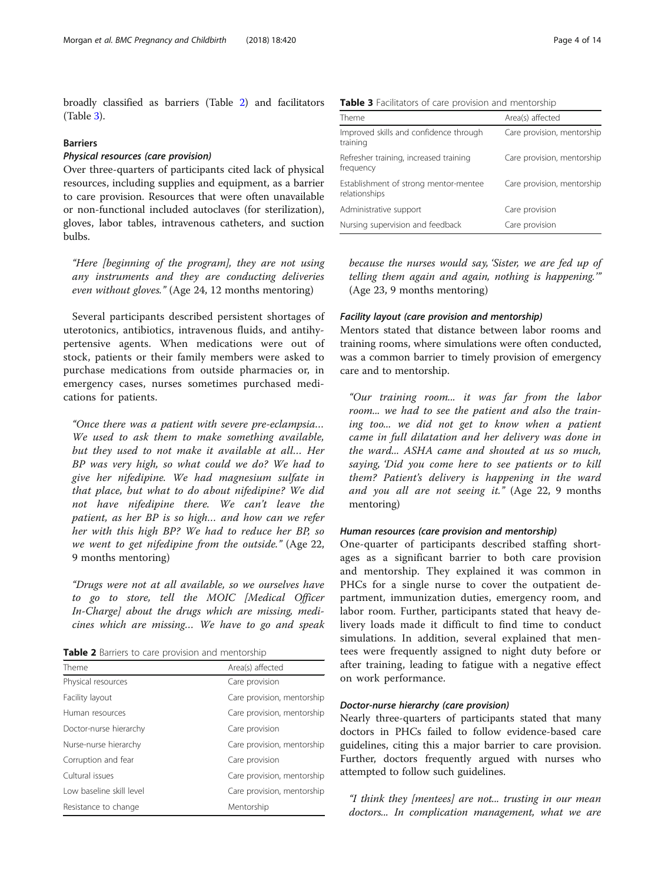broadly classified as barriers (Table 2) and facilitators (Table 3).

### Barriers

#### *Physical resources (care provision)*

Over three-quarters of participants cited lack of physical resources, including supplies and equipment, as a barrier to care provision. Resources that were often unavailable or non-functional included autoclaves (for sterilization), gloves, labor tables, intravenous catheters, and suction bulbs.

> *"Here [beginning of the program], they are not using any instruments and they are conducting deliveries even without gloves."* (Age 24, 12 months mentoring)

Several participants described persistent shortages of uterotonics, antibiotics, intravenous fluids, and antihypertensive agents. When medications were out of stock, patients or their family members were asked to purchase medications from outside pharmacies or, in emergency cases, nurses sometimes purchased medications for patients.

> *"Once there was a patient with severe pre-eclampsia… We used to ask them to make something available, but they used to not make it available at all… Her BP was very high, so what could we do? We had to give her nifedipine. We had magnesium sulfate in that place, but what to do about nifedipine? We did not have nifedipine there. We can't leave the patient, as her BP is so high… and how can we refer her with this high BP? We had to reduce her BP, so we went to get nifedipine from the outside."* (Age 22, 9 months mentoring)

> *"Drugs were not at all available, so we ourselves have to go to store, tell the MOIC [Medical Officer In-Charge] about the drugs which are missing, medicines which are missing… We have to go and speak because the nurses would say, 'Sister, we are fed up of telling them again and again, nothing is happening.'"* (Age 23, 9 months mentoring)

**Table 2** Barriers to care provision and mentorship

| Theme | Area(s) affected |
|---|---|
| Physical resources | Care provision |
| Facility layout | Care provision, mentorship |
| Human resources | Care provision, mentorship |
| Doctor-nurse hierarchy | Care provision |
| Nurse-nurse hierarchy | Care provision, mentorship |
| Corruption and fear | Care provision |
| Cultural issues | Care provision, mentorship |
| Low baseline skill level | Care provision, mentorship |
| Resistance to change | Mentorship |

**Table 3** Facilitators of care provision and mentorship

| Theme | Area(s) affected |
|---|---|
| Improved skills and confidence through training | Care provision, mentorship |
| Refresher training, increased training frequency | Care provision, mentorship |
| Establishment of strong mentor-mentee relationships | Care provision, mentorship |
| Administrative support | Care provision |
| Nursing supervision and feedback | Care provision |

#### *Facility layout (care provision and mentorship)*

Mentors stated that distance between labor rooms and training rooms, where simulations were often conducted, was a common barrier to timely provision of emergency care and to mentorship.

> *"Our training room... it was far from the labor room... we had to see the patient and also the training too... we did not get to know when a patient came in full dilatation and her delivery was done in the ward... ASHA came and shouted at us so much, saying, 'Did you come here to see patients or to kill them? Patient's delivery is happening in the ward and you all are not seeing it."* (Age 22, 9 months mentoring)

#### *Human resources (care provision and mentorship)*

One-quarter of participants described staffing shortages as a significant barrier to both care provision and mentorship. They explained it was common in PHCs for a single nurse to cover the outpatient department, immunization duties, emergency room, and labor room. Further, participants stated that heavy delivery loads made it difficult to find time to conduct simulations. In addition, several explained that mentees were frequently assigned to night duty before or after training, leading to fatigue with a negative effect on work performance.

#### *Doctor-nurse hierarchy (care provision)*

Nearly three-quarters of participants stated that many doctors in PHCs failed to follow evidence-based care guidelines, citing this a major barrier to care provision. Further, doctors frequently argued with nurses who attempted to follow such guidelines.

> *"I think they [mentees] are not... trusting in our mean doctors... In complication management, what we are*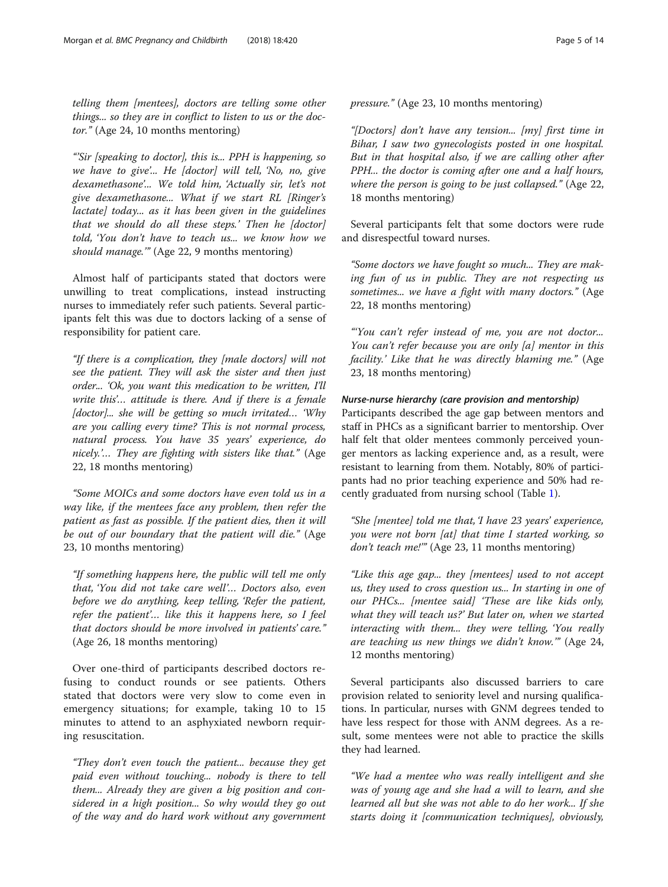*telling them [mentees], doctors are telling some other things... so they are in conflict to listen to us or the doctor."* (Age 24, 10 months mentoring)

*"'Sir [speaking to doctor], this is... PPH is happening, so we have to give'... He [doctor] will tell, 'No, no, give dexamethasone'... We told him, 'Actually sir, let's not give dexamethasone... What if we start RL [Ringer's lactate] today... as it has been given in the guidelines that we should do all these steps.' Then he [doctor] told, 'You don't have to teach us... we know how we should manage.'"* (Age 22, 9 months mentoring)

Almost half of participants stated that doctors were unwilling to treat complications, instead instructing nurses to immediately refer such patients. Several participants felt this was due to doctors lacking of a sense of responsibility for patient care.

*"If there is a complication, they [male doctors] will not see the patient. They will ask the sister and then just order... 'Ok, you want this medication to be written, I'll write this'… attitude is there. And if there is a female [doctor]... she will be getting so much irritated… 'Why are you calling every time? This is not normal process, natural process. You have 35 years' experience, do nicely.'… They are fighting with sisters like that."* (Age 22, 18 months mentoring)

*"Some MOICs and some doctors have even told us in a way like, if the mentees face any problem, then refer the patient as fast as possible. If the patient dies, then it will be out of our boundary that the patient will die."* (Age 23, 10 months mentoring)

*"If something happens here, the public will tell me only that, 'You did not take care well'… Doctors also, even before we do anything, keep telling, 'Refer the patient, refer the patient'… like this it happens here, so I feel that doctors should be more involved in patients' care."* (Age 26, 18 months mentoring)

Over one-third of participants described doctors refusing to conduct rounds or see patients. Others stated that doctors were very slow to come even in emergency situations; for example, taking 10 to 15 minutes to attend to an asphyxiated newborn requiring resuscitation.

*"They don't even touch the patient... because they get paid even without touching... nobody is there to tell them... Already they are given a big position and considered in a high position... So why would they go out of the way and do hard work without any government pressure."* (Age 23, 10 months mentoring)

*"[Doctors] don't have any tension... [my] first time in Bihar, I saw two gynecologists posted in one hospital. But in that hospital also, if we are calling other after PPH... the doctor is coming after one and a half hours, where the person is going to be just collapsed."* (Age 22, 18 months mentoring)

Several participants felt that some doctors were rude and disrespectful toward nurses.

*"Some doctors we have fought so much... They are making fun of us in public. They are not respecting us sometimes... we have a fight with many doctors."* (Age 22, 18 months mentoring)

*"'You can't refer instead of me, you are not doctor... You can't refer because you are only [a] mentor in this facility.' Like that he was directly blaming me."* (Age 23, 18 months mentoring)

#### *Nurse-nurse hierarchy (care provision and mentorship)*

Participants described the age gap between mentors and staff in PHCs as a significant barrier to mentorship. Over half felt that older mentees commonly perceived younger mentors as lacking experience and, as a result, were resistant to learning from them. Notably, 80% of participants had no prior teaching experience and 50% had recently graduated from nursing school (Table 1).

*"She [mentee] told me that, 'I have 23 years' experience, you were not born [at] that time I started working, so don't teach me!'"* (Age 23, 11 months mentoring)

*"Like this age gap... they [mentees] used to not accept us, they used to cross question us... In starting in one of our PHCs... [mentee said] 'These are like kids only, what they will teach us?' But later on, when we started interacting with them... they were telling, 'You really are teaching us new things we didn't know.'"* (Age 24, 12 months mentoring)

Several participants also discussed barriers to care provision related to seniority level and nursing qualifications. In particular, nurses with GNM degrees tended to have less respect for those with ANM degrees. As a result, some mentees were not able to practice the skills they had learned.

*"We had a mentee who was really intelligent and she was of young age and she had a will to learn, and she learned all but she was not able to do her work... If she starts doing it [communication techniques], obviously,*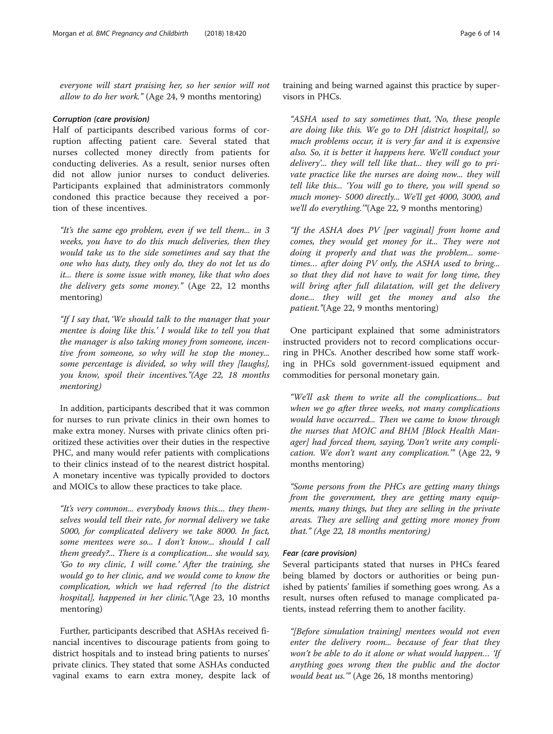*everyone will start praising her, so her senior will not allow to do her work."* (Age 24, 9 months mentoring)

#### *Corruption (care provision)*

Half of participants described various forms of corruption affecting patient care. Several stated that nurses collected money directly from patients for conducting deliveries. As a result, senior nurses often did not allow junior nurses to conduct deliveries. Participants explained that administrators commonly condoned this practice because they received a portion of these incentives.

> *"It's the same ego problem, even if we tell them... in 3 weeks, you have to do this much deliveries, then they would take us to the side sometimes and say that the one who has duty, they only do, they do not let us do it... there is some issue with money, like that who does the delivery gets some money."* (Age 22, 12 months mentoring)

> *"If I say that, 'We should talk to the manager that your mentee is doing like this.' I would like to tell you that the manager is also taking money from someone, incentive from someone, so why will he stop the money... some percentage is divided, so why will they [laughs], you know, spoil their incentives."(Age 22, 18 months mentoring)*

In addition, participants described that it was common for nurses to run private clinics in their own homes to make extra money. Nurses with private clinics often prioritized these activities over their duties in the respective PHC, and many would refer patients with complications to their clinics instead of to the nearest district hospital. A monetary incentive was typically provided to doctors and MOICs to allow these practices to take place.

> *"It's very common... everybody knows this.... they themselves would tell their rate, for normal delivery we take 5000, for complicated delivery we take 8000. In fact, some mentees were so... I don't know... should I call them greedy?... There is a complication... she would say, 'Go to my clinic, I will come.' After the training, she would go to her clinic, and we would come to know the complication, which we had referred [to the district hospital], happened in her clinic."*(Age 23, 10 months mentoring)

Further, participants described that ASHAs received financial incentives to discourage patients from going to district hospitals and to instead bring patients to nurses' private clinics. They stated that some ASHAs conducted vaginal exams to earn extra money, despite lack of training and being warned against this practice by supervisors in PHCs.

> *"ASHA used to say sometimes that, 'No, these people are doing like this. We go to DH [district hospital], so much problems occur, it is very far and it is expensive also. So, it is better it happens here. We'll conduct your delivery'... they will tell like that... they will go to private practice like the nurses are doing now... they will tell like this... 'You will go to there, you will spend so much money- 5000 directly... We'll get 4000, 3000, and we'll do everything.'"*(Age 22, 9 months mentoring)

> *"If the ASHA does PV [per vaginal] from home and comes, they would get money for it... They were not doing it properly and that was the problem... sometimes… after doing PV only, the ASHA used to bring... so that they did not have to wait for long time, they will bring after full dilatation, will get the delivery done... they will get the money and also the patient."*(Age 22, 9 months mentoring)

One participant explained that some administrators instructed providers not to record complications occurring in PHCs. Another described how some staff working in PHCs sold government-issued equipment and commodities for personal monetary gain.

> *"We'll ask them to write all the complications... but when we go after three weeks, not many complications would have occurred... Then we came to know through the nurses that MOIC and BHM [Block Health Manager] had forced them, saying, 'Don't write any complication. We don't want any complication.'"* (Age 22, 9 months mentoring)

> *"Some persons from the PHCs are getting many things from the government, they are getting many equipments, many things, but they are selling in the private areas. They are selling and getting more money from that." (Age 22, 18 months mentoring)*

#### *Fear (care provision)*

Several participants stated that nurses in PHCs feared being blamed by doctors or authorities or being punished by patients' families if something goes wrong. As a result, nurses often refused to manage complicated patients, instead referring them to another facility.

> *"[Before simulation training] mentees would not even enter the delivery room... because of fear that they won't be able to do it alone or what would happen… 'If anything goes wrong then the public and the doctor would beat us.'"* (Age 26, 18 months mentoring)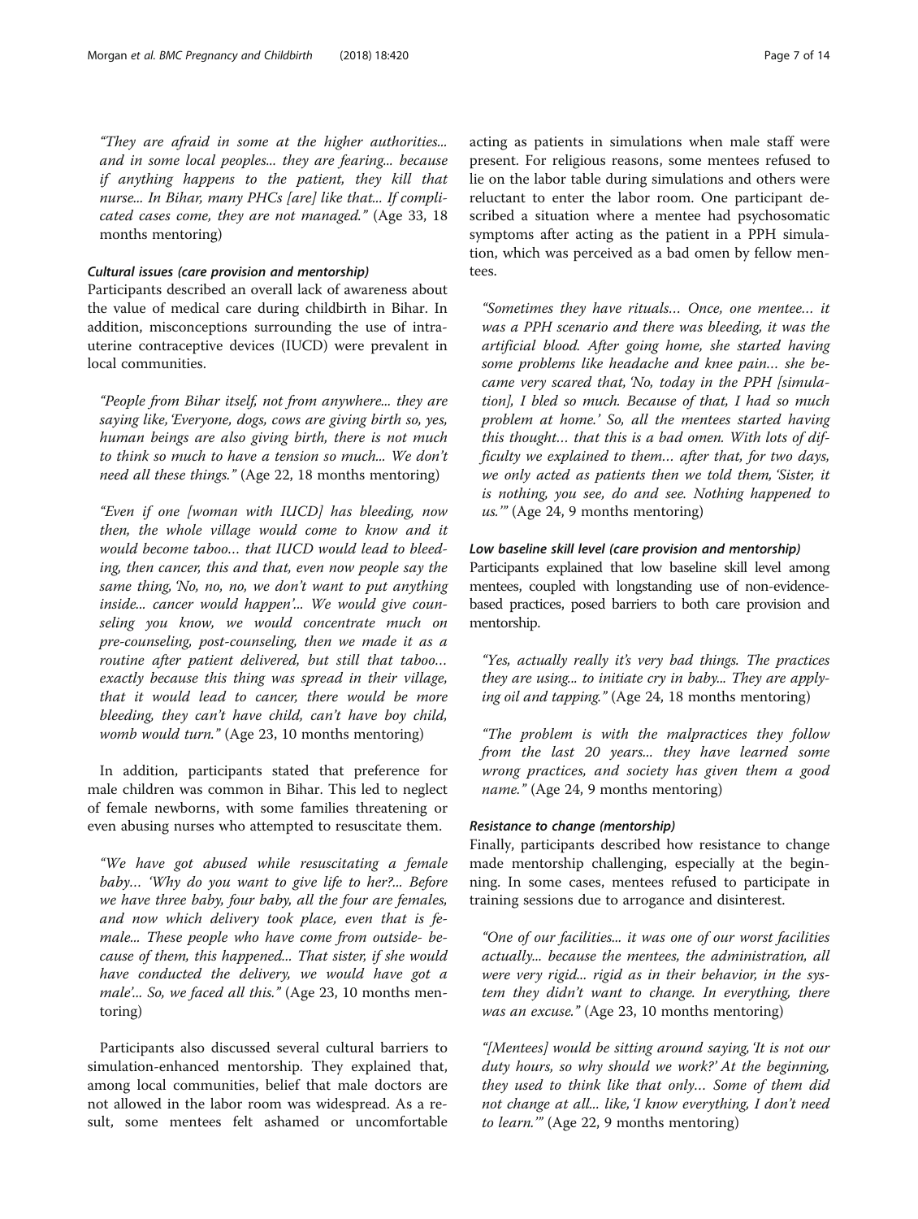*"They are afraid in some at the higher authorities... and in some local peoples... they are fearing... because if anything happens to the patient, they kill that nurse... In Bihar, many PHCs [are] like that... If complicated cases come, they are not managed."* (Age 33, 18 months mentoring)

#### *Cultural issues (care provision and mentorship)*

Participants described an overall lack of awareness about the value of medical care during childbirth in Bihar. In addition, misconceptions surrounding the use of intrauterine contraceptive devices (IUCD) were prevalent in local communities.

*"People from Bihar itself, not from anywhere... they are saying like, 'Everyone, dogs, cows are giving birth so, yes, human beings are also giving birth, there is not much to think so much to have a tension so much... We don't need all these things."* (Age 22, 18 months mentoring)

*"Even if one [woman with IUCD] has bleeding, now then, the whole village would come to know and it would become taboo… that IUCD would lead to bleeding, then cancer, this and that, even now people say the same thing, 'No, no, no, we don't want to put anything inside... cancer would happen'... We would give counseling you know, we would concentrate much on pre-counseling, post-counseling, then we made it as a routine after patient delivered, but still that taboo… exactly because this thing was spread in their village, that it would lead to cancer, there would be more bleeding, they can't have child, can't have boy child, womb would turn."* (Age 23, 10 months mentoring)

In addition, participants stated that preference for male children was common in Bihar. This led to neglect of female newborns, with some families threatening or even abusing nurses who attempted to resuscitate them.

*"We have got abused while resuscitating a female baby… 'Why do you want to give life to her?... Before we have three baby, four baby, all the four are females, and now which delivery took place, even that is female... These people who have come from outside- because of them, this happened... That sister, if she would have conducted the delivery, we would have got a male'... So, we faced all this."* (Age 23, 10 months mentoring)

Participants also discussed several cultural barriers to simulation-enhanced mentorship. They explained that, among local communities, belief that male doctors are not allowed in the labor room was widespread. As a result, some mentees felt ashamed or uncomfortable acting as patients in simulations when male staff were present. For religious reasons, some mentees refused to lie on the labor table during simulations and others were reluctant to enter the labor room. One participant described a situation where a mentee had psychosomatic symptoms after acting as the patient in a PPH simulation, which was perceived as a bad omen by fellow mentees.

*"Sometimes they have rituals… Once, one mentee… it was a PPH scenario and there was bleeding, it was the artificial blood. After going home, she started having some problems like headache and knee pain… she became very scared that, 'No, today in the PPH [simulation], I bled so much. Because of that, I had so much problem at home.' So, all the mentees started having this thought… that this is a bad omen. With lots of difficulty we explained to them… after that, for two days, we only acted as patients then we told them, 'Sister, it is nothing, you see, do and see. Nothing happened to us.'"* (Age 24, 9 months mentoring)

#### *Low baseline skill level (care provision and mentorship)*

Participants explained that low baseline skill level among mentees, coupled with longstanding use of non-evidence-based practices, posed barriers to both care provision and mentorship.

*"Yes, actually really it's very bad things. The practices they are using... to initiate cry in baby... They are applying oil and tapping."* (Age 24, 18 months mentoring)

*"The problem is with the malpractices they follow from the last 20 years... they have learned some wrong practices, and society has given them a good name."* (Age 24, 9 months mentoring)

#### *Resistance to change (mentorship)*

Finally, participants described how resistance to change made mentorship challenging, especially at the beginning. In some cases, mentees refused to participate in training sessions due to arrogance and disinterest.

*"One of our facilities... it was one of our worst facilities actually... because the mentees, the administration, all were very rigid... rigid as in their behavior, in the system they didn't want to change. In everything, there was an excuse."* (Age 23, 10 months mentoring)

*"[Mentees] would be sitting around saying, 'It is not our duty hours, so why should we work?' At the beginning, they used to think like that only… Some of them did not change at all... like, 'I know everything, I don't need to learn.'"* (Age 22, 9 months mentoring)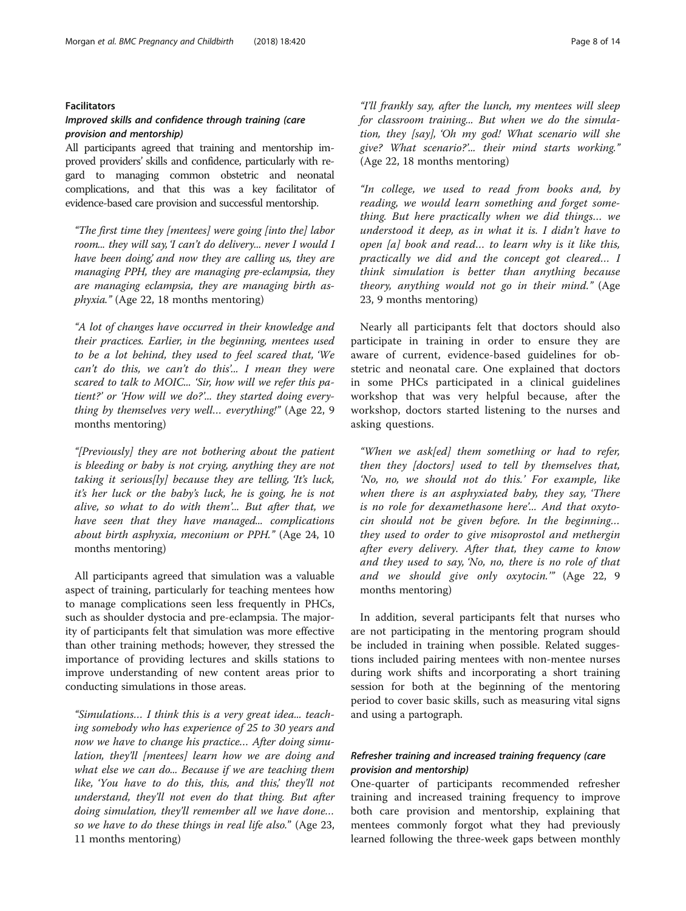### Facilitators

#### *Improved skills and confidence through training (care provision and mentorship)*

All participants agreed that training and mentorship improved providers' skills and confidence, particularly with regard to managing common obstetric and neonatal complications, and that this was a key facilitator of evidence-based care provision and successful mentorship.

> *"The first time they [mentees] were going [into the] labor room... they will say, 'I can't do delivery... never I would I have been doing,' and now they are calling us, they are managing PPH, they are managing pre-eclampsia, they are managing eclampsia, they are managing birth asphyxia."* (Age 22, 18 months mentoring)

> *"A lot of changes have occurred in their knowledge and their practices. Earlier, in the beginning, mentees used to be a lot behind, they used to feel scared that, 'We can't do this, we can't do this'... I mean they were scared to talk to MOIC... 'Sir, how will we refer this patient?' or 'How will we do?'... they started doing everything by themselves very well… everything!"* (Age 22, 9 months mentoring)

> *"[Previously] they are not bothering about the patient is bleeding or baby is not crying, anything they are not taking it serious[ly] because they are telling, 'It's luck, it's her luck or the baby's luck, he is going, he is not alive, so what to do with them'... But after that, we have seen that they have managed... complications about birth asphyxia, meconium or PPH."* (Age 24, 10 months mentoring)

All participants agreed that simulation was a valuable aspect of training, particularly for teaching mentees how to manage complications seen less frequently in PHCs, such as shoulder dystocia and pre-eclampsia. The majority of participants felt that simulation was more effective than other training methods; however, they stressed the importance of providing lectures and skills stations to improve understanding of new content areas prior to conducting simulations in those areas.

> *"Simulations… I think this is a very great idea... teaching somebody who has experience of 25 to 30 years and now we have to change his practice… After doing simulation, they'll [mentees] learn how we are doing and what else we can do... Because if we are teaching them like, 'You have to do this, this, and this,' they'll not understand, they'll not even do that thing. But after doing simulation, they'll remember all we have done… so we have to do these things in real life also."* (Age 23, 11 months mentoring)

> *"I'll frankly say, after the lunch, my mentees will sleep for classroom training... But when we do the simulation, they [say], 'Oh my god! What scenario will she give? What scenario?'... their mind starts working."* (Age 22, 18 months mentoring)

> *"In college, we used to read from books and, by reading, we would learn something and forget something. But here practically when we did things… we understood it deep, as in what it is. I didn't have to open [a] book and read… to learn why is it like this, practically we did and the concept got cleared… I think simulation is better than anything because theory, anything would not go in their mind."* (Age 23, 9 months mentoring)

Nearly all participants felt that doctors should also participate in training in order to ensure they are aware of current, evidence-based guidelines for obstetric and neonatal care. One explained that doctors in some PHCs participated in a clinical guidelines workshop that was very helpful because, after the workshop, doctors started listening to the nurses and asking questions.

> *"When we ask[ed] them something or had to refer, then they [doctors] used to tell by themselves that, 'No, no, we should not do this.' For example, like when there is an asphyxiated baby, they say, 'There is no role for dexamethasone here'... And that oxytocin should not be given before. In the beginning… they used to order to give misoprostol and methergin after every delivery. After that, they came to know and they used to say, 'No, no, there is no role of that and we should give only oxytocin.'"* (Age 22, 9 months mentoring)

In addition, several participants felt that nurses who are not participating in the mentoring program should be included in training when possible. Related suggestions included pairing mentees with non-mentee nurses during work shifts and incorporating a short training session for both at the beginning of the mentoring period to cover basic skills, such as measuring vital signs and using a partograph.

#### *Refresher training and increased training frequency (care provision and mentorship)*

One-quarter of participants recommended refresher training and increased training frequency to improve both care provision and mentorship, explaining that mentees commonly forgot what they had previously learned following the three-week gaps between monthly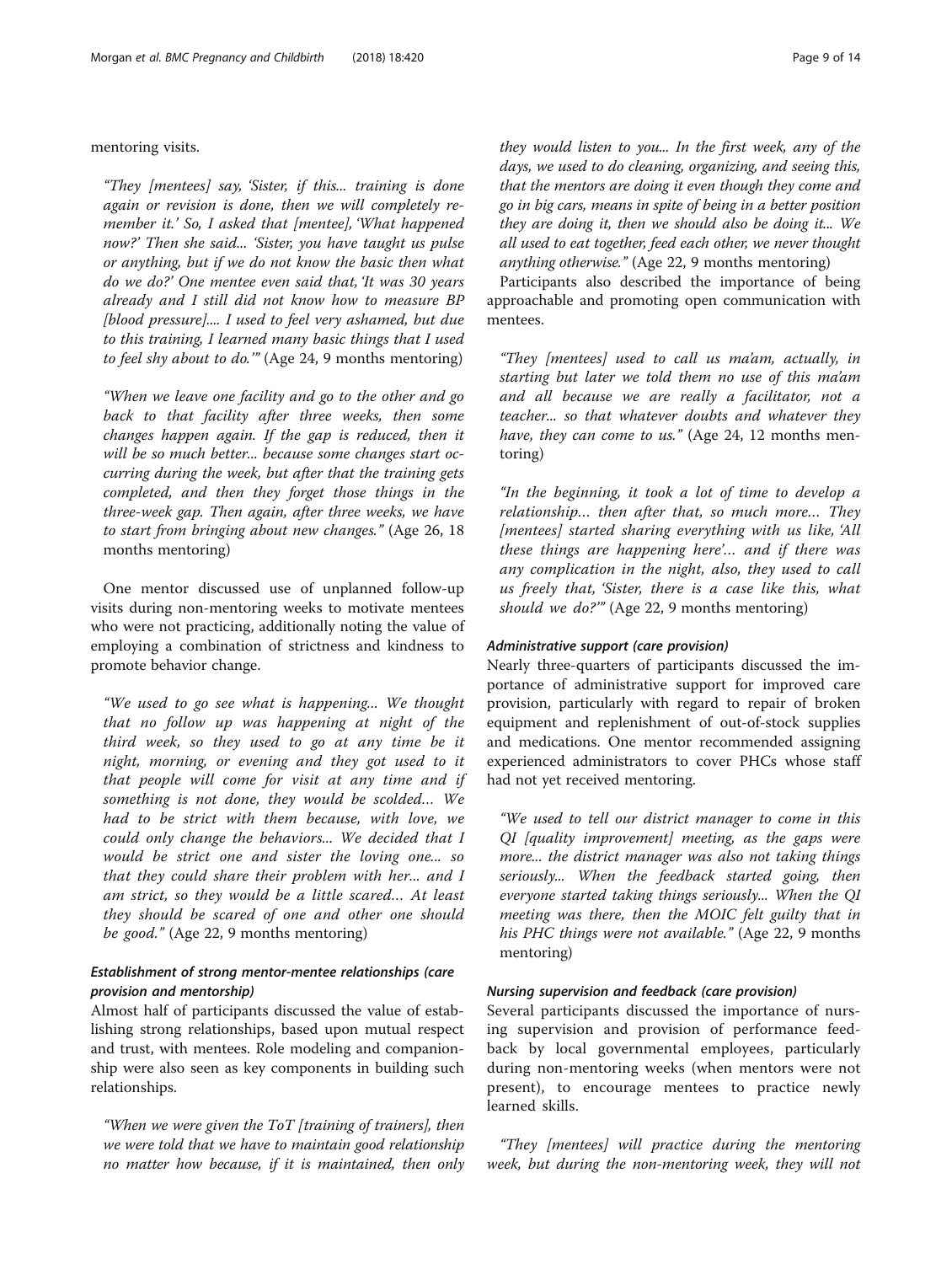mentoring visits.

> "They [mentees] say, 'Sister, if this... training is done again or revision is done, then we will completely remember it.' So, I asked that [mentee], 'What happened now?' Then she said... 'Sister, you have taught us pulse or anything, but if we do not know the basic then what do we do?' One mentee even said that, 'It was 30 years already and I still did not know how to measure BP [blood pressure].... I used to feel very ashamed, but due to this training, I learned many basic things that I used to feel shy about to do.'" (Age 24, 9 months mentoring)

> "When we leave one facility and go to the other and go back to that facility after three weeks, then some changes happen again. If the gap is reduced, then it will be so much better... because some changes start occurring during the week, but after that the training gets completed, and then they forget those things in the three-week gap. Then again, after three weeks, we have to start from bringing about new changes." (Age 26, 18 months mentoring)

One mentor discussed use of unplanned follow-up visits during non-mentoring weeks to motivate mentees who were not practicing, additionally noting the value of employing a combination of strictness and kindness to promote behavior change.

> "We used to go see what is happening... We thought that no follow up was happening at night of the third week, so they used to go at any time be it night, morning, or evening and they got used to it that people will come for visit at any time and if something is not done, they would be scolded… We had to be strict with them because, with love, we could only change the behaviors... We decided that I would be strict one and sister the loving one... so that they could share their problem with her... and I am strict, so they would be a little scared… At least they should be scared of one and other one should be good." (Age 22, 9 months mentoring)

#### *Establishment of strong mentor-mentee relationships (care provision and mentorship)*

Almost half of participants discussed the value of establishing strong relationships, based upon mutual respect and trust, with mentees. Role modeling and companionship were also seen as key components in building such relationships.

> "When we were given the ToT [training of trainers], then we were told that we have to maintain good relationship no matter how because, if it is maintained, then only they would listen to you... In the first week, any of the days, we used to do cleaning, organizing, and seeing this, that the mentors are doing it even though they come and go in big cars, means in spite of being in a better position they are doing it, then we should also be doing it... We all used to eat together, feed each other, we never thought anything otherwise." (Age 22, 9 months mentoring)

Participants also described the importance of being approachable and promoting open communication with mentees.

> "They [mentees] used to call us ma'am, actually, in starting but later we told them no use of this ma'am and all because we are really a facilitator, not a teacher... so that whatever doubts and whatever they have, they can come to us." (Age 24, 12 months mentoring)

> "In the beginning, it took a lot of time to develop a relationship… then after that, so much more… They [mentees] started sharing everything with us like, 'All these things are happening here'… and if there was any complication in the night, also, they used to call us freely that, 'Sister, there is a case like this, what should we do?'" (Age 22, 9 months mentoring)

#### *Administrative support (care provision)*

Nearly three-quarters of participants discussed the importance of administrative support for improved care provision, particularly with regard to repair of broken equipment and replenishment of out-of-stock supplies and medications. One mentor recommended assigning experienced administrators to cover PHCs whose staff had not yet received mentoring.

> "We used to tell our district manager to come in this QI [quality improvement] meeting, as the gaps were more... the district manager was also not taking things seriously... When the feedback started going, then everyone started taking things seriously... When the QI meeting was there, then the MOIC felt guilty that in his PHC things were not available." (Age 22, 9 months mentoring)

#### *Nursing supervision and feedback (care provision)*

Several participants discussed the importance of nursing supervision and provision of performance feedback by local governmental employees, particularly during non-mentoring weeks (when mentors were not present), to encourage mentees to practice newly learned skills.

> "They [mentees] will practice during the mentoring week, but during the non-mentoring week, they will not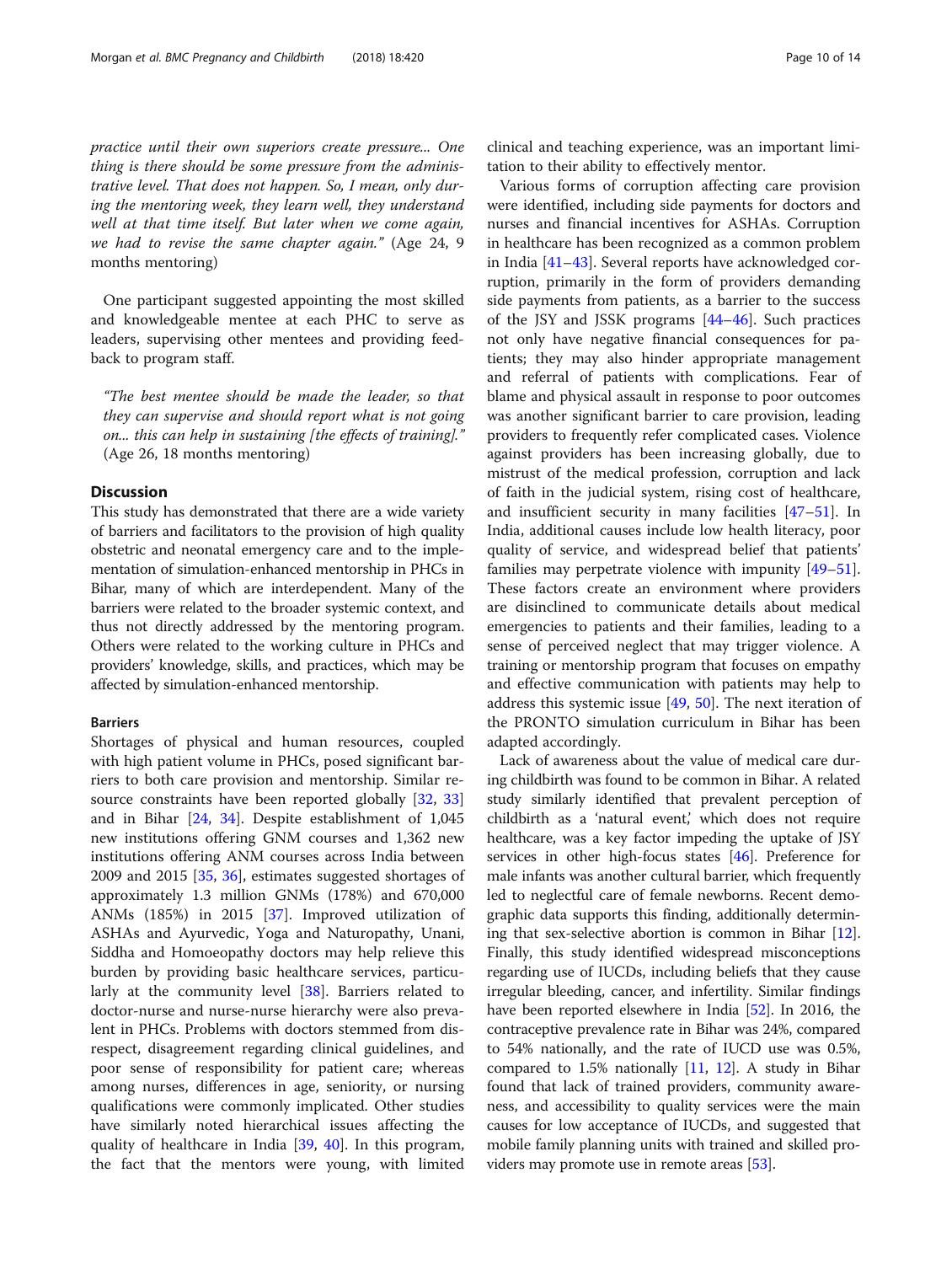*practice until their own superiors create pressure... One thing is there should be some pressure from the administrative level. That does not happen. So, I mean, only during the mentoring week, they learn well, they understand well at that time itself. But later when we come again, we had to revise the same chapter again."* (Age 24, 9 months mentoring)

One participant suggested appointing the most skilled and knowledgeable mentee at each PHC to serve as leaders, supervising other mentees and providing feedback to program staff.

*"The best mentee should be made the leader, so that they can supervise and should report what is not going on... this can help in sustaining [the effects of training]."* (Age 26, 18 months mentoring)

## Discussion

This study has demonstrated that there are a wide variety of barriers and facilitators to the provision of high quality obstetric and neonatal emergency care and to the implementation of simulation-enhanced mentorship in PHCs in Bihar, many of which are interdependent. Many of the barriers were related to the broader systemic context, and thus not directly addressed by the mentoring program. Others were related to the working culture in PHCs and providers' knowledge, skills, and practices, which may be affected by simulation-enhanced mentorship.

### Barriers

Shortages of physical and human resources, coupled with high patient volume in PHCs, posed significant barriers to both care provision and mentorship. Similar resource constraints have been reported globally [32, 33] and in Bihar [24, 34]. Despite establishment of 1,045 new institutions offering GNM courses and 1,362 new institutions offering ANM courses across India between 2009 and 2015 [35, 36], estimates suggested shortages of approximately 1.3 million GNMs (178%) and 670,000 ANMs (185%) in 2015 [37]. Improved utilization of ASHAs and Ayurvedic, Yoga and Naturopathy, Unani, Siddha and Homoeopathy doctors may help relieve this burden by providing basic healthcare services, particularly at the community level [38]. Barriers related to doctor-nurse and nurse-nurse hierarchy were also prevalent in PHCs. Problems with doctors stemmed from disrespect, disagreement regarding clinical guidelines, and poor sense of responsibility for patient care; whereas among nurses, differences in age, seniority, or nursing qualifications were commonly implicated. Other studies have similarly noted hierarchical issues affecting the quality of healthcare in India [39, 40]. In this program, the fact that the mentors were young, with limited clinical and teaching experience, was an important limitation to their ability to effectively mentor.

Various forms of corruption affecting care provision were identified, including side payments for doctors and nurses and financial incentives for ASHAs. Corruption in healthcare has been recognized as a common problem in India [41–43]. Several reports have acknowledged corruption, primarily in the form of providers demanding side payments from patients, as a barrier to the success of the JSY and JSSK programs [44–46]. Such practices not only have negative financial consequences for patients; they may also hinder appropriate management and referral of patients with complications. Fear of blame and physical assault in response to poor outcomes was another significant barrier to care provision, leading providers to frequently refer complicated cases. Violence against providers has been increasing globally, due to mistrust of the medical profession, corruption and lack of faith in the judicial system, rising cost of healthcare, and insufficient security in many facilities [47–51]. In India, additional causes include low health literacy, poor quality of service, and widespread belief that patients' families may perpetrate violence with impunity [49–51]. These factors create an environment where providers are disinclined to communicate details about medical emergencies to patients and their families, leading to a sense of perceived neglect that may trigger violence. A training or mentorship program that focuses on empathy and effective communication with patients may help to address this systemic issue [49, 50]. The next iteration of the PRONTO simulation curriculum in Bihar has been adapted accordingly.

Lack of awareness about the value of medical care during childbirth was found to be common in Bihar. A related study similarly identified that prevalent perception of childbirth as a 'natural event,' which does not require healthcare, was a key factor impeding the uptake of JSY services in other high-focus states [46]. Preference for male infants was another cultural barrier, which frequently led to neglectful care of female newborns. Recent demographic data supports this finding, additionally determining that sex-selective abortion is common in Bihar [12]. Finally, this study identified widespread misconceptions regarding use of IUCDs, including beliefs that they cause irregular bleeding, cancer, and infertility. Similar findings have been reported elsewhere in India [52]. In 2016, the contraceptive prevalence rate in Bihar was 24%, compared to 54% nationally, and the rate of IUCD use was 0.5%, compared to 1.5% nationally [11, 12]. A study in Bihar found that lack of trained providers, community awareness, and accessibility to quality services were the main causes for low acceptance of IUCDs, and suggested that mobile family planning units with trained and skilled providers may promote use in remote areas [53].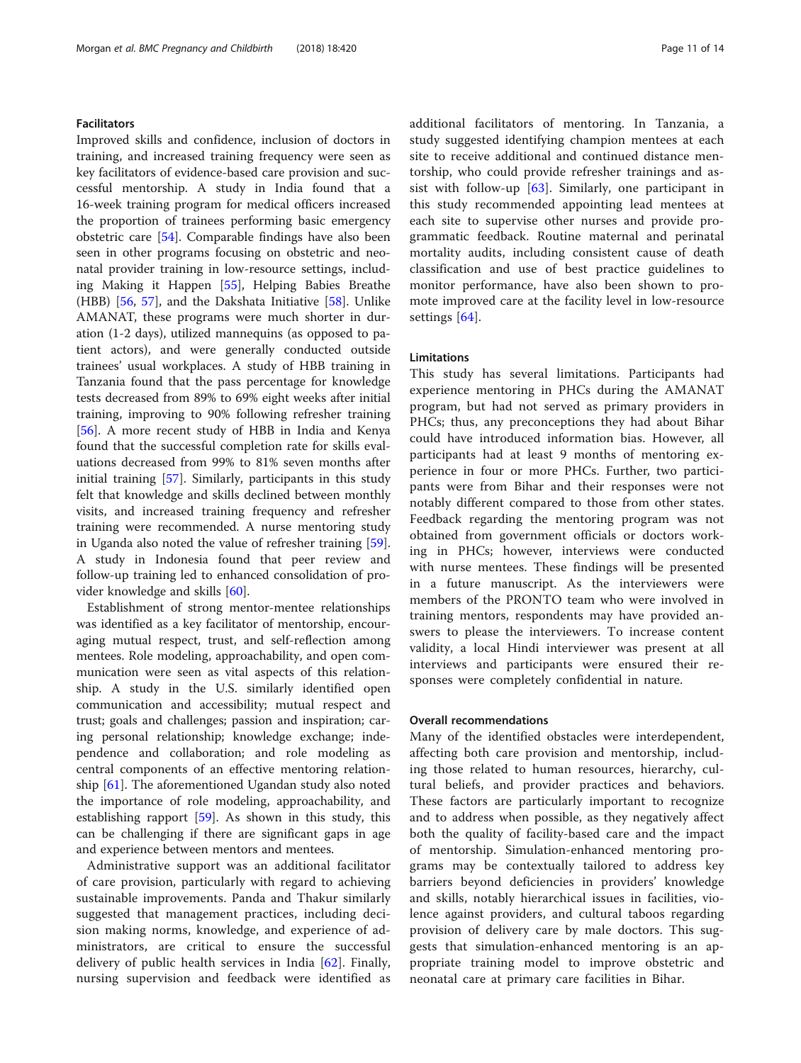### Facilitators

Improved skills and confidence, inclusion of doctors in training, and increased training frequency were seen as key facilitators of evidence-based care provision and successful mentorship. A study in India found that a 16-week training program for medical officers increased the proportion of trainees performing basic emergency obstetric care [54]. Comparable findings have also been seen in other programs focusing on obstetric and neonatal provider training in low-resource settings, including Making it Happen [55], Helping Babies Breathe (HBB) [56, 57], and the Dakshata Initiative [58]. Unlike AMANAT, these programs were much shorter in duration (1-2 days), utilized mannequins (as opposed to patient actors), and were generally conducted outside trainees' usual workplaces. A study of HBB training in Tanzania found that the pass percentage for knowledge tests decreased from 89% to 69% eight weeks after initial training, improving to 90% following refresher training [56]. A more recent study of HBB in India and Kenya found that the successful completion rate for skills evaluations decreased from 99% to 81% seven months after initial training [57]. Similarly, participants in this study felt that knowledge and skills declined between monthly visits, and increased training frequency and refresher training were recommended. A nurse mentoring study in Uganda also noted the value of refresher training [59]. A study in Indonesia found that peer review and follow-up training led to enhanced consolidation of provider knowledge and skills [60].

Establishment of strong mentor-mentee relationships was identified as a key facilitator of mentorship, encouraging mutual respect, trust, and self-reflection among mentees. Role modeling, approachability, and open communication were seen as vital aspects of this relationship. A study in the U.S. similarly identified open communication and accessibility; mutual respect and trust; goals and challenges; passion and inspiration; caring personal relationship; knowledge exchange; independence and collaboration; and role modeling as central components of an effective mentoring relationship [61]. The aforementioned Ugandan study also noted the importance of role modeling, approachability, and establishing rapport [59]. As shown in this study, this can be challenging if there are significant gaps in age and experience between mentors and mentees.

Administrative support was an additional facilitator of care provision, particularly with regard to achieving sustainable improvements. Panda and Thakur similarly suggested that management practices, including decision making norms, knowledge, and experience of administrators, are critical to ensure the successful delivery of public health services in India [62]. Finally, nursing supervision and feedback were identified as additional facilitators of mentoring. In Tanzania, a study suggested identifying champion mentees at each site to receive additional and continued distance mentorship, who could provide refresher trainings and assist with follow-up [63]. Similarly, one participant in this study recommended appointing lead mentees at each site to supervise other nurses and provide programmatic feedback. Routine maternal and perinatal mortality audits, including consistent cause of death classification and use of best practice guidelines to monitor performance, have also been shown to promote improved care at the facility level in low-resource settings [64].

### Limitations

This study has several limitations. Participants had experience mentoring in PHCs during the AMANAT program, but had not served as primary providers in PHCs; thus, any preconceptions they had about Bihar could have introduced information bias. However, all participants had at least 9 months of mentoring experience in four or more PHCs. Further, two participants were from Bihar and their responses were not notably different compared to those from other states. Feedback regarding the mentoring program was not obtained from government officials or doctors working in PHCs; however, interviews were conducted with nurse mentees. These findings will be presented in a future manuscript. As the interviewers were members of the PRONTO team who were involved in training mentors, respondents may have provided answers to please the interviewers. To increase content validity, a local Hindi interviewer was present at all interviews and participants were ensured their responses were completely confidential in nature.

### Overall recommendations

Many of the identified obstacles were interdependent, affecting both care provision and mentorship, including those related to human resources, hierarchy, cultural beliefs, and provider practices and behaviors. These factors are particularly important to recognize and to address when possible, as they negatively affect both the quality of facility-based care and the impact of mentorship. Simulation-enhanced mentoring programs may be contextually tailored to address key barriers beyond deficiencies in providers' knowledge and skills, notably hierarchical issues in facilities, violence against providers, and cultural taboos regarding provision of delivery care by male doctors. This suggests that simulation-enhanced mentoring is an appropriate training model to improve obstetric and neonatal care at primary care facilities in Bihar.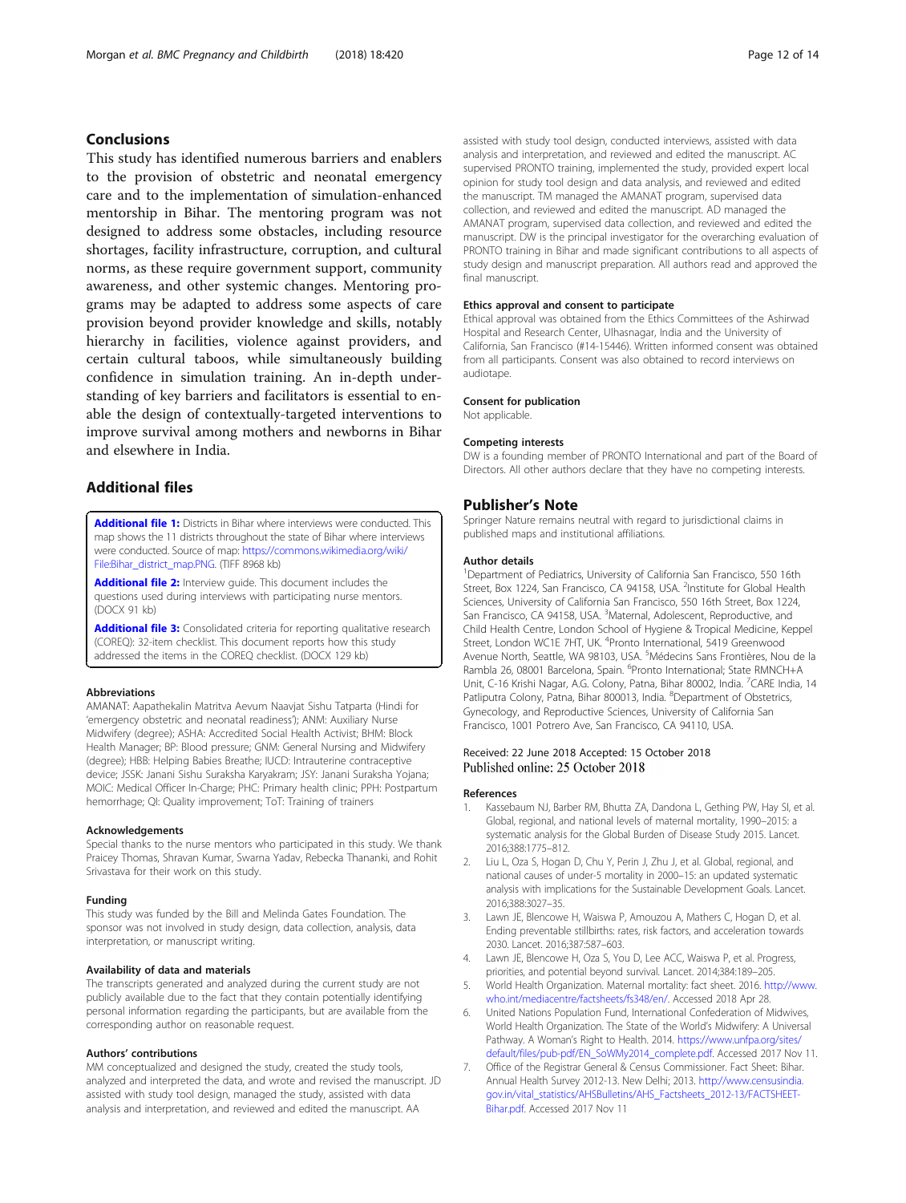## Conclusions

This study has identified numerous barriers and enablers to the provision of obstetric and neonatal emergency care and to the implementation of simulation-enhanced mentorship in Bihar. The mentoring program was not designed to address some obstacles, including resource shortages, facility infrastructure, corruption, and cultural norms, as these require government support, community awareness, and other systemic changes. Mentoring programs may be adapted to address some aspects of care provision beyond provider knowledge and skills, notably hierarchy in facilities, violence against providers, and certain cultural taboos, while simultaneously building confidence in simulation training. An in-depth understanding of key barriers and facilitators is essential to enable the design of contextually-targeted interventions to improve survival among mothers and newborns in Bihar and elsewhere in India.

## Additional files

**Additional file 1:** Districts in Bihar where interviews were conducted. This map shows the 11 districts throughout the state of Bihar where interviews were conducted. Source of map: https://commons.wikimedia.org/wiki/File:Bihar_district_map.PNG. (TIFF 8968 kb)

**Additional file 2:** Interview guide. This document includes the questions used during interviews with participating nurse mentors. (DOCX 91 kb)

**Additional file 3:** Consolidated criteria for reporting qualitative research (COREQ): 32-item checklist. This document reports how this study addressed the items in the COREQ checklist. (DOCX 129 kb)

### Abbreviations

AMANAT: Aapathekalin Matritva Aevum Naavjat Sishu Tatparta (Hindi for 'emergency obstetric and neonatal readiness'); ANM: Auxiliary Nurse Midwifery (degree); ASHA: Accredited Social Health Activist; BHM: Block Health Manager; BP: Blood pressure; GNM: General Nursing and Midwifery (degree); HBB: Helping Babies Breathe; IUCD: Intrauterine contraceptive device; JSSK: Janani Sishu Suraksha Karyakram; JSY: Janani Suraksha Yojana; MOIC: Medical Officer In-Charge; PHC: Primary health clinic; PPH: Postpartum hemorrhage; QI: Quality improvement; ToT: Training of trainers

### Acknowledgements

Special thanks to the nurse mentors who participated in this study. We thank Praicey Thomas, Shravan Kumar, Swarna Yadav, Rebecka Thananki, and Rohit Srivastava for their work on this study.

### Funding

This study was funded by the Bill and Melinda Gates Foundation. The sponsor was not involved in study design, data collection, analysis, data interpretation, or manuscript writing.

### Availability of data and materials

The transcripts generated and analyzed during the current study are not publicly available due to the fact that they contain potentially identifying personal information regarding the participants, but are available from the corresponding author on reasonable request.

### Authors' contributions

MM conceptualized and designed the study, created the study tools, analyzed and interpreted the data, and wrote and revised the manuscript. JD assisted with study tool design, managed the study, assisted with data analysis and interpretation, and reviewed and edited the manuscript. AA assisted with study tool design, conducted interviews, assisted with data analysis and interpretation, and reviewed and edited the manuscript. AC supervised PRONTO training, implemented the study, provided expert local opinion for study tool design and data analysis, and reviewed and edited the manuscript. TM managed the AMANAT program, supervised data collection, and reviewed and edited the manuscript. AD managed the AMANAT program, supervised data collection, and reviewed and edited the manuscript. DW is the principal investigator for the overarching evaluation of PRONTO training in Bihar and made significant contributions to all aspects of study design and manuscript preparation. All authors read and approved the final manuscript.

### Ethics approval and consent to participate

Ethical approval was obtained from the Ethics Committees of the Ashirwad Hospital and Research Center, Ulhasnagar, India and the University of California, San Francisco (#14-15446). Written informed consent was obtained from all participants. Consent was also obtained to record interviews on audiotape.

### Consent for publication

Not applicable.

### Competing interests

DW is a founding member of PRONTO International and part of the Board of Directors. All other authors declare that they have no competing interests.

## Publisher's Note

Springer Nature remains neutral with regard to jurisdictional claims in published maps and institutional affiliations.

### Author details

[1]Department of Pediatrics, University of California San Francisco, 550 16th Street, Box 1224, San Francisco, CA 94158, USA. [2]Institute for Global Health Sciences, University of California San Francisco, 550 16th Street, Box 1224, San Francisco, CA 94158, USA. [3]Maternal, Adolescent, Reproductive, and Child Health Centre, London School of Hygiene & Tropical Medicine, Keppel Street, London WC1E 7HT, UK. [4]Pronto International, 5419 Greenwood Avenue North, Seattle, WA 98103, USA. [5]Médecins Sans Frontières, Nou de la Rambla 26, 08001 Barcelona, Spain. [6]Pronto International; State RMNCH+A Unit, C-16 Krishi Nagar, A.G. Colony, Patna, Bihar 80002, India. [7]CARE India, 14 Patliputra Colony, Patna, Bihar 800013, India. [8]Department of Obstetrics, Gynecology, and Reproductive Sciences, University of California San Francisco, 1001 Potrero Ave, San Francisco, CA 94110, USA.

Received: 22 June 2018 Accepted: 15 October 2018
Published online: 25 October 2018

### References

1. Kassebaum NJ, Barber RM, Bhutta ZA, Dandona L, Gething PW, Hay SI, et al. Global, regional, and national levels of maternal mortality, 1990–2015: a systematic analysis for the Global Burden of Disease Study 2015. Lancet. 2016;388:1775–812.
2. Liu L, Oza S, Hogan D, Chu Y, Perin J, Zhu J, et al. Global, regional, and national causes of under-5 mortality in 2000–15: an updated systematic analysis with implications for the Sustainable Development Goals. Lancet. 2016;388:3027–35.
3. Lawn JE, Blencowe H, Waiswa P, Amouzou A, Mathers C, Hogan D, et al. Ending preventable stillbirths: rates, risk factors, and acceleration towards 2030. Lancet. 2016;387:587–603.
4. Lawn JE, Blencowe H, Oza S, You D, Lee ACC, Waiswa P, et al. Progress, priorities, and potential beyond survival. Lancet. 2014;384:189–205.
5. World Health Organization. Maternal mortality: fact sheet. 2016. http://www.who.int/mediacentre/factsheets/fs348/en/. Accessed 2018 Apr 28.
6. United Nations Population Fund, International Confederation of Midwives, World Health Organization. The State of the World's Midwifery: A Universal Pathway. A Woman's Right to Health. 2014. https://www.unfpa.org/sites/default/files/pub-pdf/EN_SoWMy2014_complete.pdf. Accessed 2017 Nov 11.
7. Office of the Registrar General & Census Commissioner. Fact Sheet: Bihar. Annual Health Survey 2012-13. New Delhi; 2013. http://www.censusindia.gov.in/vital_statistics/AHSBulletins/AHS_Factsheets_2012-13/FACTSHEET-Bihar.pdf. Accessed 2017 Nov 11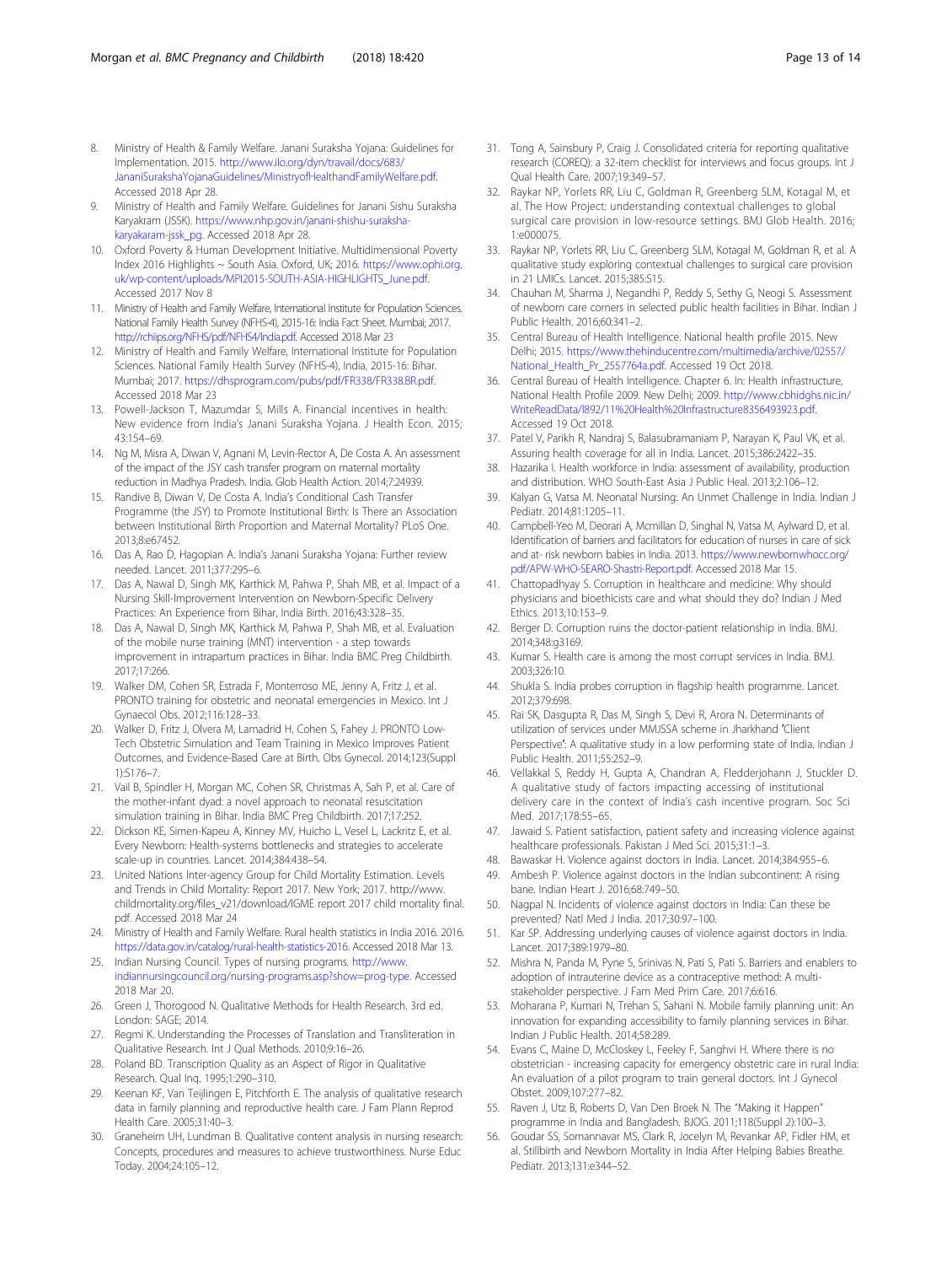8. Ministry of Health & Family Welfare. Janani Suraksha Yojana: Guidelines for Implementation. 2015. http://www.ilo.org/dyn/travail/docs/683/JananiSurakshaYojanaGuidelines/MinistryofHealthandFamilyWelfare.pdf. Accessed 2018 Apr 28.
9. Ministry of Health and Family Welfare. Guidelines for Janani Sishu Suraksha Karyakram (JSSK). https://www.nhp.gov.in/janani-shishu-suraksha-karyakaram-jssk_pg. Accessed 2018 Apr 28.
10. Oxford Poverty & Human Development Initiative. Multidimensional Poverty Index 2016 Highlights ~ South Asia. Oxford, UK; 2016. https://www.ophi.org.uk/wp-content/uploads/MPI2015-SOUTH-ASIA-HIGHLIGHTS_June.pdf. Accessed 2017 Nov 8
11. Ministry of Health and Family Welfare, International Institute for Population Sciences. National Family Health Survey (NFHS-4), 2015-16: India Fact Sheet. Mumbai; 2017. http://rchiips.org/NFHS/pdf/NFHS4/India.pdf. Accessed 2018 Mar 23
12. Ministry of Health and Family Welfare, International Institute for Population Sciences. National Family Health Survey (NFHS-4), India, 2015-16: Bihar. Mumbai; 2017. https://dhsprogram.com/pubs/pdf/FR338/FR338.BR.pdf. Accessed 2018 Mar 23
13. Powell-Jackson T, Mazumdar S, Mills A. Financial incentives in health: New evidence from India's Janani Suraksha Yojana. J Health Econ. 2015; 43:154–69.
14. Ng M, Misra A, Diwan V, Agnani M, Levin-Rector A, De Costa A. An assessment of the impact of the JSY cash transfer program on maternal mortality reduction in Madhya Pradesh. India. Glob Health Action. 2014;7:24939.
15. Randive B, Diwan V, De Costa A. India's Conditional Cash Transfer Programme (the JSY) to Promote Institutional Birth: Is There an Association between Institutional Birth Proportion and Maternal Mortality? PLoS One. 2013;8:e67452.
16. Das A, Rao D, Hagopian A. India's Janani Suraksha Yojana: Further review needed. Lancet. 2011;377:295–6.
17. Das A, Nawal D, Singh MK, Karthick M, Pahwa P, Shah MB, et al. Impact of a Nursing Skill-Improvement Intervention on Newborn-Specific Delivery Practices: An Experience from Bihar, India Birth. 2016;43:328–35.
18. Das A, Nawal D, Singh MK, Karthick M, Pahwa P, Shah MB, et al. Evaluation of the mobile nurse training (MNT) intervention - a step towards improvement in intrapartum practices in Bihar. India BMC Preg Childbirth. 2017;17:266.
19. Walker DM, Cohen SR, Estrada F, Monterroso ME, Jenny A, Fritz J, et al. PRONTO training for obstetric and neonatal emergencies in Mexico. Int J Gynaecol Obs. 2012;116:128–33.
20. Walker D, Fritz J, Olvera M, Lamadrid H, Cohen S, Fahey J. PRONTO Low-Tech Obstetric Simulation and Team Training in Mexico Improves Patient Outcomes, and Evidence-Based Care at Birth. Obs Gynecol. 2014;123(Suppl 1):S176–7.
21. Vail B, Spindler H, Morgan MC, Cohen SR, Christmas A, Sah P, et al. Care of the mother-infant dyad: a novel approach to neonatal resuscitation simulation training in Bihar. India BMC Preg Childbirth. 2017;17:252.
22. Dickson KE, Simen-Kapeu A, Kinney MV, Huicho L, Vesel L, Lackritz E, et al. Every Newborn: Health-systems bottlenecks and strategies to accelerate scale-up in countries. Lancet. 2014;384:438–54.
23. United Nations Inter-agency Group for Child Mortality Estimation. Levels and Trends in Child Mortality: Report 2017. New York; 2017. http://www.childmortality.org/files_v21/download/IGME report 2017 child mortality final.pdf. Accessed 2018 Mar 24
24. Ministry of Health and Family Welfare. Rural health statistics in India 2016. 2016. https://data.gov.in/catalog/rural-health-statistics-2016. Accessed 2018 Mar 13.
25. Indian Nursing Council. Types of nursing programs. http://www.indiannursingcouncil.org/nursing-programs.asp?show=prog-type. Accessed 2018 Mar 20.
26. Green J, Thorogood N. Qualitative Methods for Health Research. 3rd ed. London: SAGE; 2014.
27. Regmi K. Understanding the Processes of Translation and Transliteration in Qualitative Research. Int J Qual Methods. 2010;9:16–26.
28. Poland BD. Transcription Quality as an Aspect of Rigor in Qualitative Research. Qual Inq. 1995;1:290–310.
29. Keenan KF, Van Teijlingen E, Pitchforth E. The analysis of qualitative research data in family planning and reproductive health care. J Fam Plann Reprod Health Care. 2005;31:40–3.
30. Graneheim UH, Lundman B. Qualitative content analysis in nursing research: Concepts, procedures and measures to achieve trustworthiness. Nurse Educ Today. 2004;24:105–12.
31. Tong A, Sainsbury P, Craig J. Consolidated criteria for reporting qualitative research (COREQ): a 32-item checklist for interviews and focus groups. Int J Qual Health Care. 2007;19:349–57.
32. Raykar NP, Yorlets RR, Liu C, Goldman R, Greenberg SLM, Kotagal M, et al. The How Project: understanding contextual challenges to global surgical care provision in low-resource settings. BMJ Glob Health. 2016; 1:e000075.
33. Raykar NP, Yorlets RR, Liu C, Greenberg SLM, Kotagal M, Goldman R, et al. A qualitative study exploring contextual challenges to surgical care provision in 21 LMICs. Lancet. 2015;385:S15.
34. Chauhan M, Sharma J, Negandhi P, Reddy S, Sethy G, Neogi S. Assessment of newborn care corners in selected public health facilities in Bihar. Indian J Public Health. 2016;60:341–2.
35. Central Bureau of Health Intelligence. National health profile 2015. New Delhi; 2015. https://www.thehinducentre.com/multimedia/archive/02557/National_Health_Pr_2557764a.pdf. Accessed 19 Oct 2018.
36. Central Bureau of Health Intelligence. Chapter 6. In: Health infrastructure, National Health Profile 2009. New Delhi; 2009. http://www.cbhidghs.nic.in/WriteReadData/l892/11%20Health%20Infrastructure8356493923.pdf. Accessed 19 Oct 2018.
37. Patel V, Parikh R, Nandraj S, Balasubramaniam P, Narayan K, Paul VK, et al. Assuring health coverage for all in India. Lancet. 2015;386:2422–35.
38. Hazarika I. Health workforce in India: assessment of availability, production and distribution. WHO South-East Asia J Public Heal. 2013;2:106–12.
39. Kalyan G, Vatsa M. Neonatal Nursing: An Unmet Challenge in India. Indian J Pediatr. 2014;81:1205–11.
40. Campbell-Yeo M, Deorari A, Mcmillan D, Singhal N, Vatsa M, Aylward D, et al. Identification of barriers and facilitators for education of nurses in care of sick and at- risk newborn babies in India. 2013. https://www.newbornwhocc.org/pdf/APW-WHO-SEARO-Shastri-Report.pdf. Accessed 2018 Mar 15.
41. Chattopadhyay S. Corruption in healthcare and medicine: Why should physicians and bioethicists care and what should they do? Indian J Med Ethics. 2013;10:153–9.
42. Berger D. Corruption ruins the doctor-patient relationship in India. BMJ. 2014;348:g3169.
43. Kumar S. Health care is among the most corrupt services in India. BMJ. 2003;326:10.
44. Shukla S. India probes corruption in flagship health programme. Lancet. 2012;379:698.
45. Rai SK, Dasgupta R, Das M, Singh S, Devi R, Arora N. Determinants of utilization of services under MMJSSA scheme in Jharkhand "Client Perspective": A qualitative study in a low performing state of India. Indian J Public Health. 2011;55:252–9.
46. Vellakkal S, Reddy H, Gupta A, Chandran A, Fledderjohann J, Stuckler D. A qualitative study of factors impacting accessing of institutional delivery care in the context of India's cash incentive program. Soc Sci Med. 2017;178:55–65.
47. Jawaid S. Patient satisfaction, patient safety and increasing violence against healthcare professionals. Pakistan J Med Sci. 2015;31:1–3.
48. Bawaskar H. Violence against doctors in India. Lancet. 2014;384:955–6.
49. Ambesh P. Violence against doctors in the Indian subcontinent: A rising bane. Indian Heart J. 2016;68:749–50.
50. Nagpal N. Incidents of violence against doctors in India: Can these be prevented? Natl Med J India. 2017;30:97–100.
51. Kar SP. Addressing underlying causes of violence against doctors in India. Lancet. 2017;389:1979–80.
52. Mishra N, Panda M, Pyne S, Srinivas N, Pati S, Pati S. Barriers and enablers to adoption of intrauterine device as a contraceptive method: A multi-stakeholder perspective. J Fam Med Prim Care. 2017;6:616.
53. Moharana P, Kumari N, Trehan S, Sahani N. Mobile family planning unit: An innovation for expanding accessibility to family planning services in Bihar. Indian J Public Health. 2014;58:289.
54. Evans C, Maine D, McCloskey L, Feeley F, Sanghvi H. Where there is no obstetrician - increasing capacity for emergency obstetric care in rural India: An evaluation of a pilot program to train general doctors. Int J Gynecol Obstet. 2009;107:277–82.
55. Raven J, Utz B, Roberts D, Van Den Broek N. The "Making it Happen" programme in India and Bangladesh. BJOG. 2011;118(Suppl 2):100–3.
56. Goudar SS, Somannavar MS, Clark R, Jocelyn M, Revankar AP, Fidler HM, et al. Stillbirth and Newborn Mortality in India After Helping Babies Breathe. Pediatr. 2013;131:e344–52.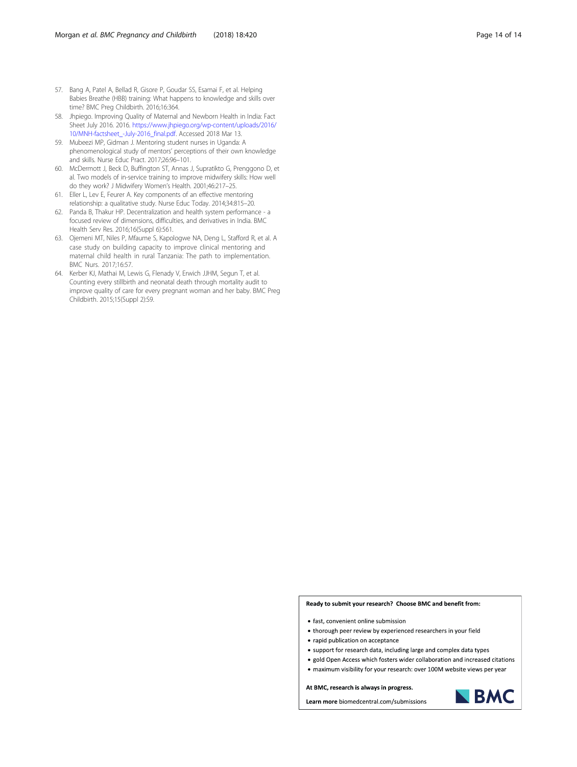57. Bang A, Patel A, Bellad R, Gisore P, Goudar SS, Esamai F, et al. Helping Babies Breathe (HBB) training: What happens to knowledge and skills over time? BMC Preg Childbirth. 2016;16:364.
58. Jhpiego. Improving Quality of Maternal and Newborn Health in India: Fact Sheet July 2016. 2016. https://www.jhpiego.org/wp-content/uploads/2016/10/MNH-factsheet_-July-2016_final.pdf. Accessed 2018 Mar 13.
59. Mubeezi MP, Gidman J. Mentoring student nurses in Uganda: A phenomenological study of mentors' perceptions of their own knowledge and skills. Nurse Educ Pract. 2017;26:96–101.
60. McDermott J, Beck D, Buffington ST, Annas J, Supratikto G, Prenggono D, et al. Two models of in-service training to improve midwifery skills: How well do they work? J Midwifery Women's Health. 2001;46:217–25.
61. Eller L, Lev E, Feurer A. Key components of an effective mentoring relationship: a qualitative study. Nurse Educ Today. 2014;34:815–20.
62. Panda B, Thakur HP. Decentralization and health system performance - a focused review of dimensions, difficulties, and derivatives in India. BMC Health Serv Res. 2016;16(Suppl 6):561.
63. Ojemeni MT, Niles P, Mfaume S, Kapologwe NA, Deng L, Stafford R, et al. A case study on building capacity to improve clinical mentoring and maternal child health in rural Tanzania: The path to implementation. BMC Nurs. 2017;16:57.
64. Kerber KJ, Mathai M, Lewis G, Flenady V, Erwich JJHM, Segun T, et al. Counting every stillbirth and neonatal death through mortality audit to improve quality of care for every pregnant woman and her baby. BMC Preg Childbirth. 2015;15(Suppl 2):S9.

**Ready to submit your research? Choose BMC and benefit from:**

- fast, convenient online submission
- thorough peer review by experienced researchers in your field
- rapid publication on acceptance
- support for research data, including large and complex data types
- gold Open Access which fosters wider collaboration and increased citations
- maximum visibility for your research: over 100M website views per year

**At BMC, research is always in progress.**

**Learn more** biomedcentral.com/submissions

BMC